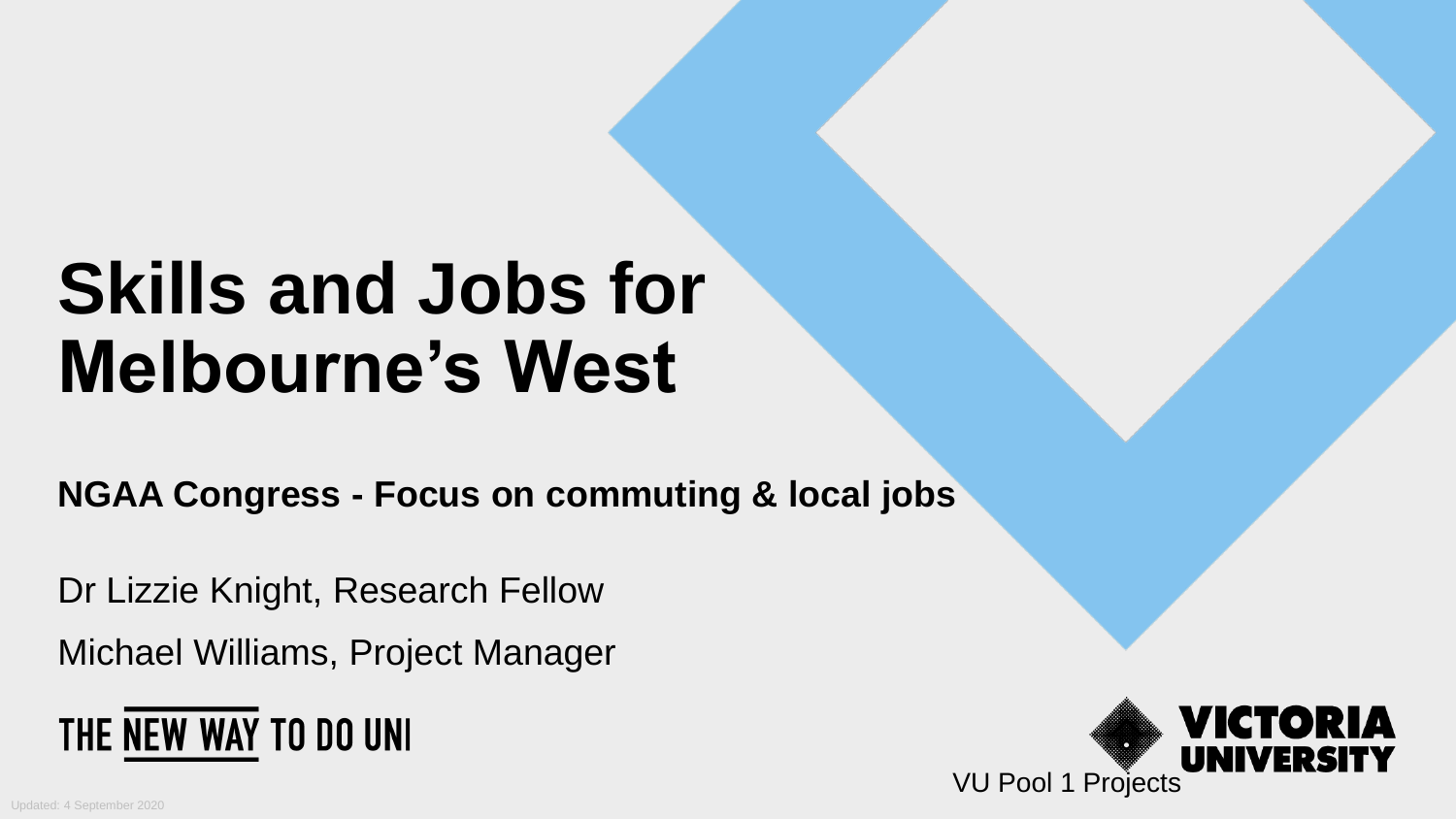# Skills and Jobs for Melbourne's West

**NGAA Congress - Focus on commuting & local jobs**

Dr Lizzie Knight, Research Fellow

Michael Williams, Project Manager

THE NEW WAY TO DO UNI

VICTORIA UNIVERSITY

VU Pool 1 Projects

Updated: 4 September 2020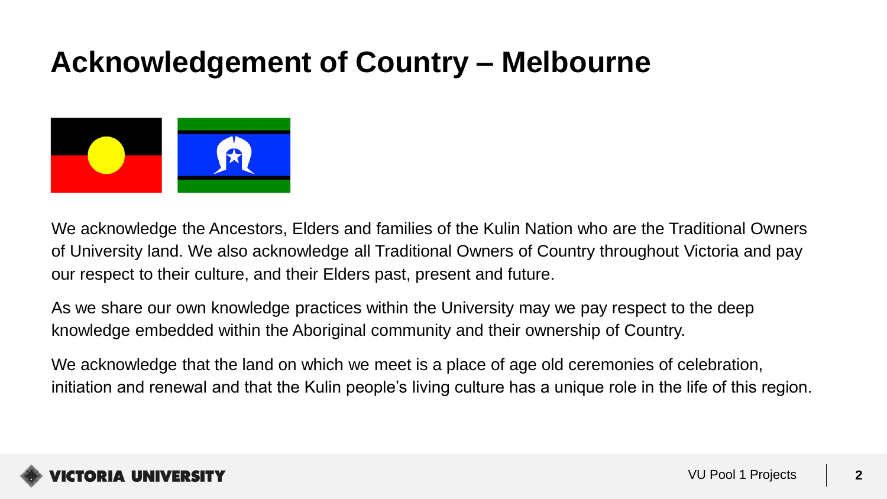# Acknowledgement of Country – Melbourne

We acknowledge the Ancestors, Elders and families of the Kulin Nation who are the Traditional Owners of University land. We also acknowledge all Traditional Owners of Country throughout Victoria and pay our respect to their culture, and their Elders past, present and future.

As we share our own knowledge practices within the University may we pay respect to the deep knowledge embedded within the Aboriginal community and their ownership of Country.

We acknowledge that the land on which we meet is a place of age old ceremonies of celebration, initiation and renewal and that the Kulin people's living culture has a unique role in the life of this region.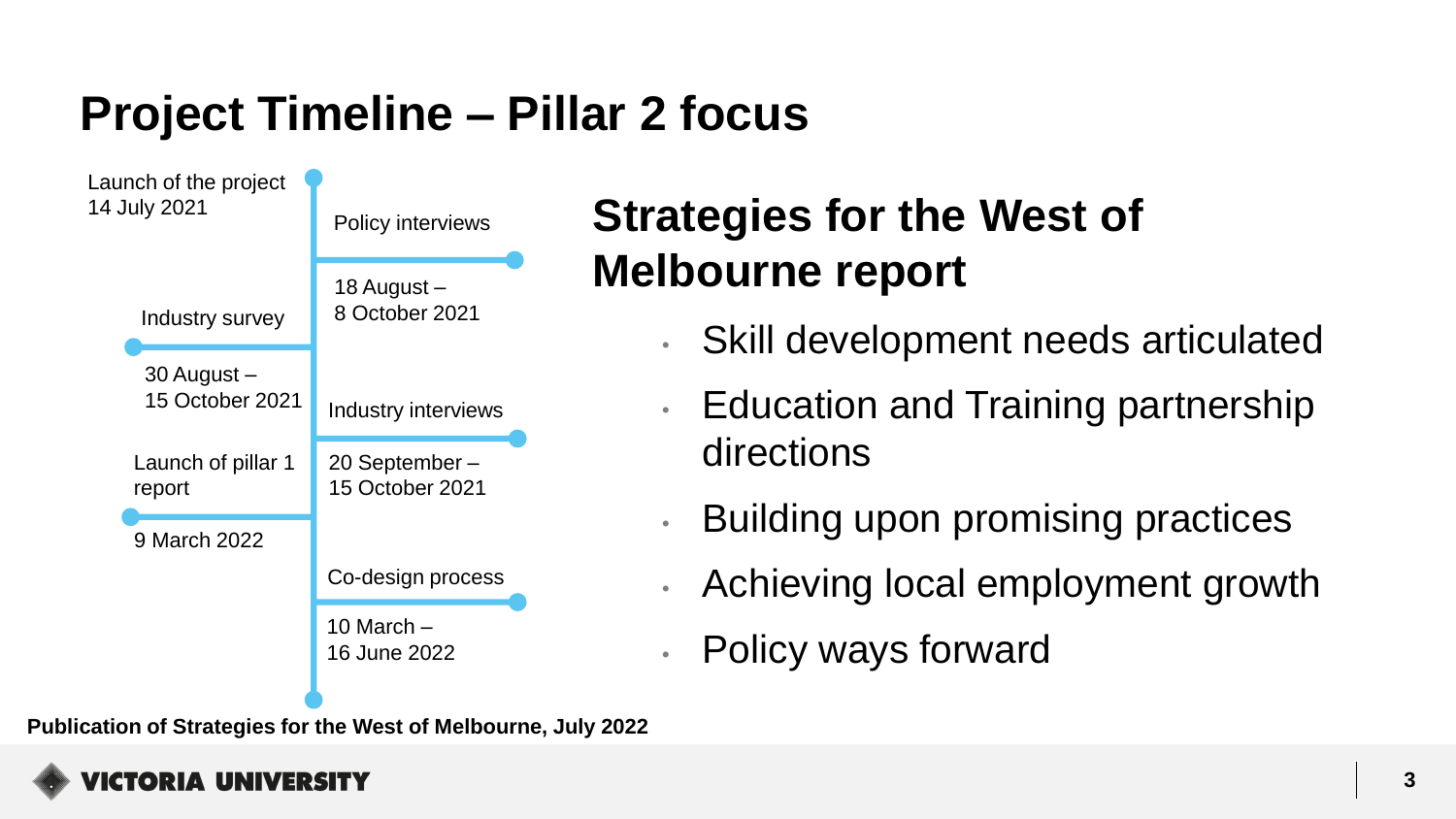# Project Timeline – Pillar 2 focus

- Launch of the project — 14 July 2021
- Policy interviews — 18 August – 8 October 2021
- Industry survey — 30 August – 15 October 2021
- Industry interviews — 20 September – 15 October 2021
- Launch of pillar 1 report — 9 March 2022
- Co-design process — 10 March – 16 June 2022
- Publication of Strategies for the West of Melbourne, July 2022

## Strategies for the West of Melbourne report

- Skill development needs articulated
- Education and Training partnership directions
- Building upon promising practices
- Achieving local employment growth
- Policy ways forward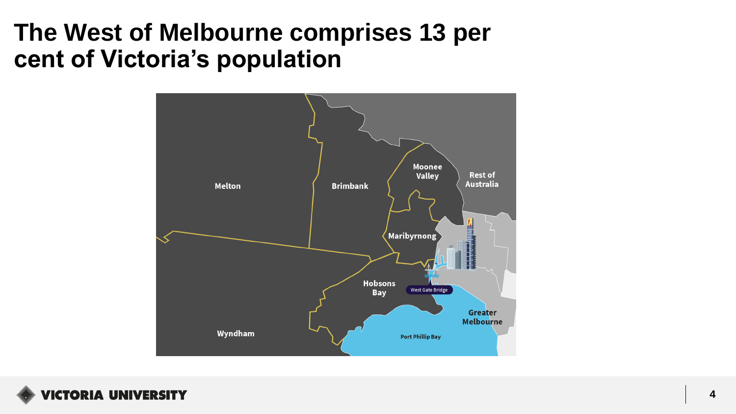# The West of Melbourne comprises 13 per cent of Victoria's population

Melton

Brimbank

Moonee Valley

Rest of Australia

Maribyrnong

Hobsons Bay

West Gate Bridge

Greater Melbourne

Wyndham

Port Phillip Bay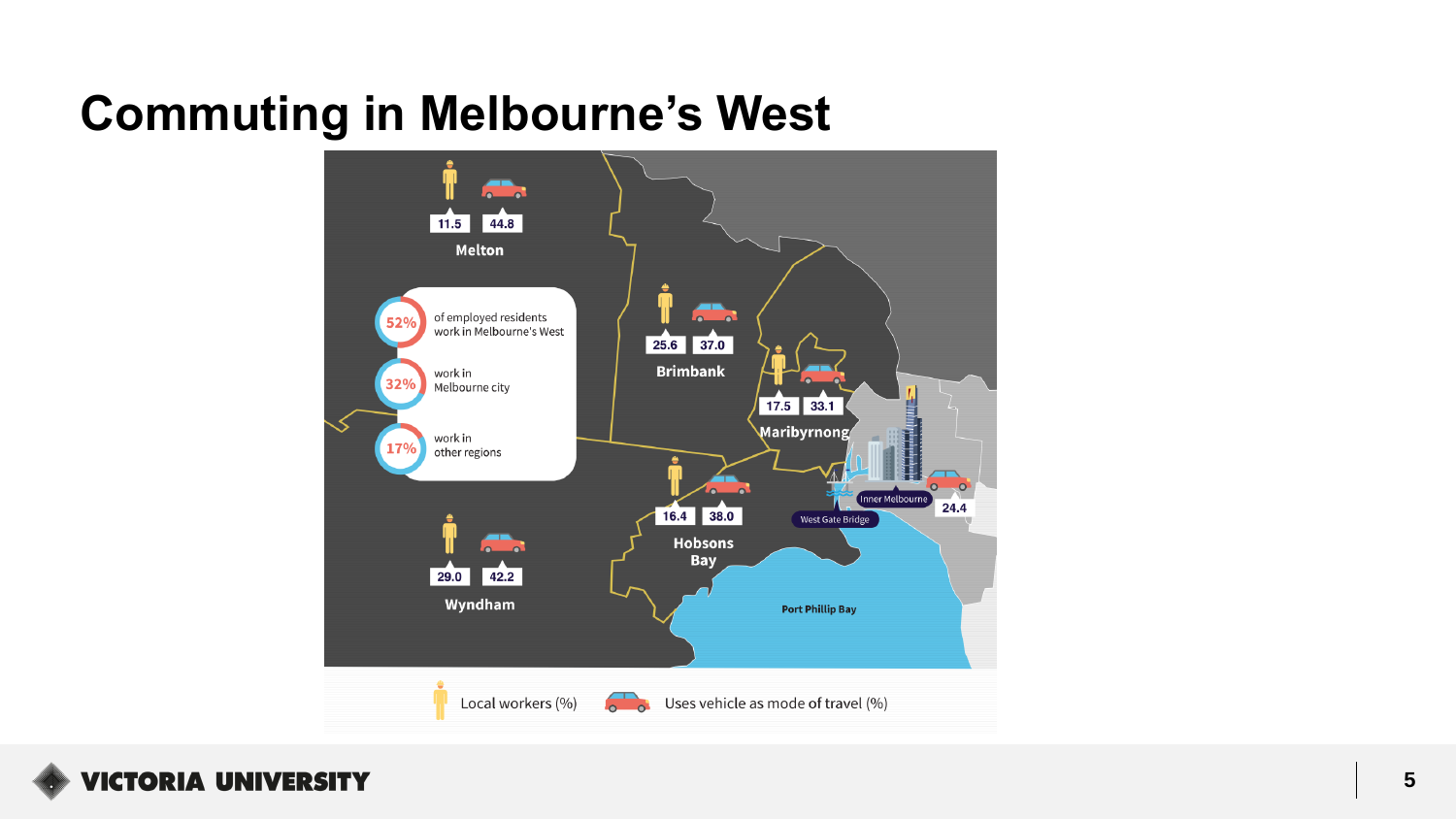# Commuting in Melbourne's West

- 52% of employed residents work in Melbourne's West
- 32% work in Melbourne city
- 17% work in other regions

| Region | Local workers (%) | Uses vehicle as mode of travel (%) |
| --- | --- | --- |
| Melton | 11.5 | 44.8 |
| Brimbank | 25.6 | 37.0 |
| Maribyrnong | 17.5 | 33.1 |
| Hobsons Bay | 16.4 | 38.0 |
| Wyndham | 29.0 | 42.2 |
| Inner Melbourne | | 24.4 |

West Gate Bridge

Port Phillip Bay

Local workers (%) — Uses vehicle as mode of travel (%)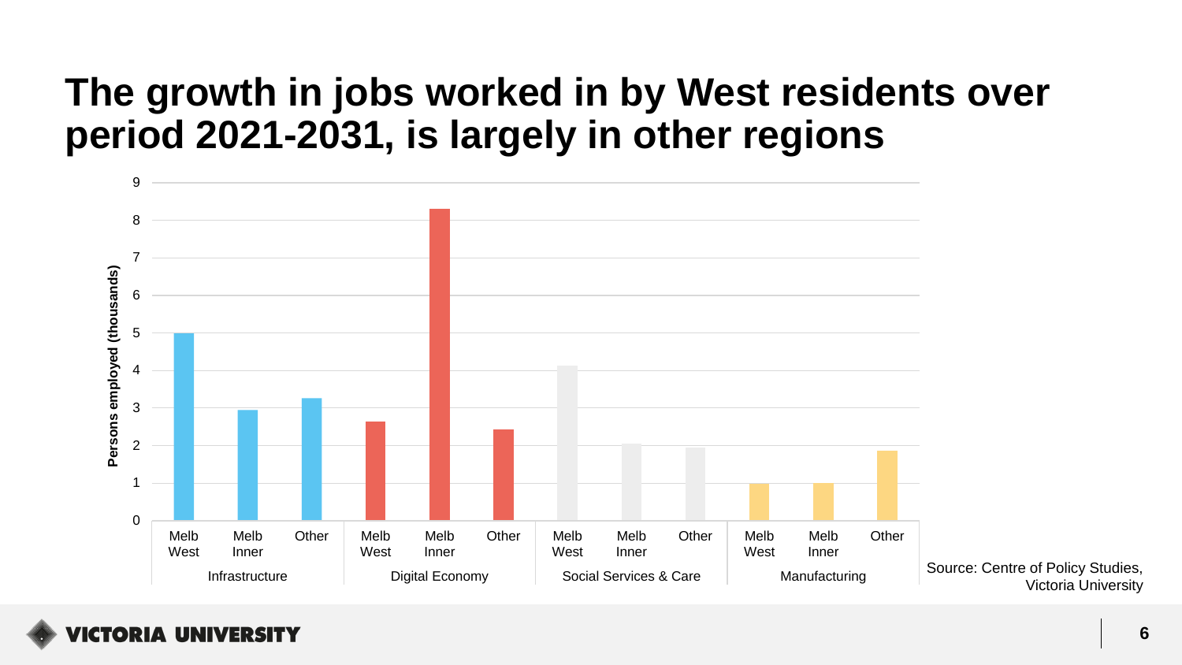# The growth in jobs worked in by West residents over period 2021-2031, is largely in other regions

Persons employed (thousands)

| Sector | Melb West | Melb Inner | Other |
|---|---|---|---|
| Infrastructure | 5.0 | 2.9 | 3.2 |
| Digital Economy | 2.6 | 8.3 | 2.4 |
| Social Services & Care | 4.1 | 2.0 | 1.9 |
| Manufacturing | 1.0 | 1.0 | 1.8 |

Source: Centre of Policy Studies, Victoria University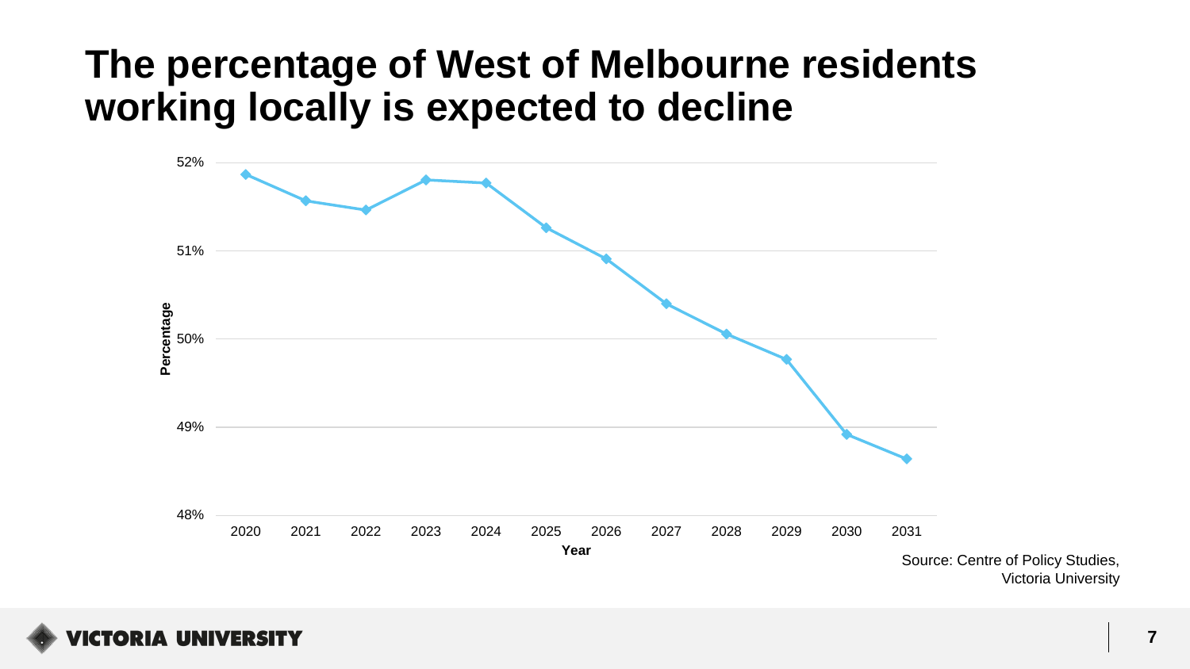# The percentage of West of Melbourne residents working locally is expected to decline

Source: Centre of Policy Studies, Victoria University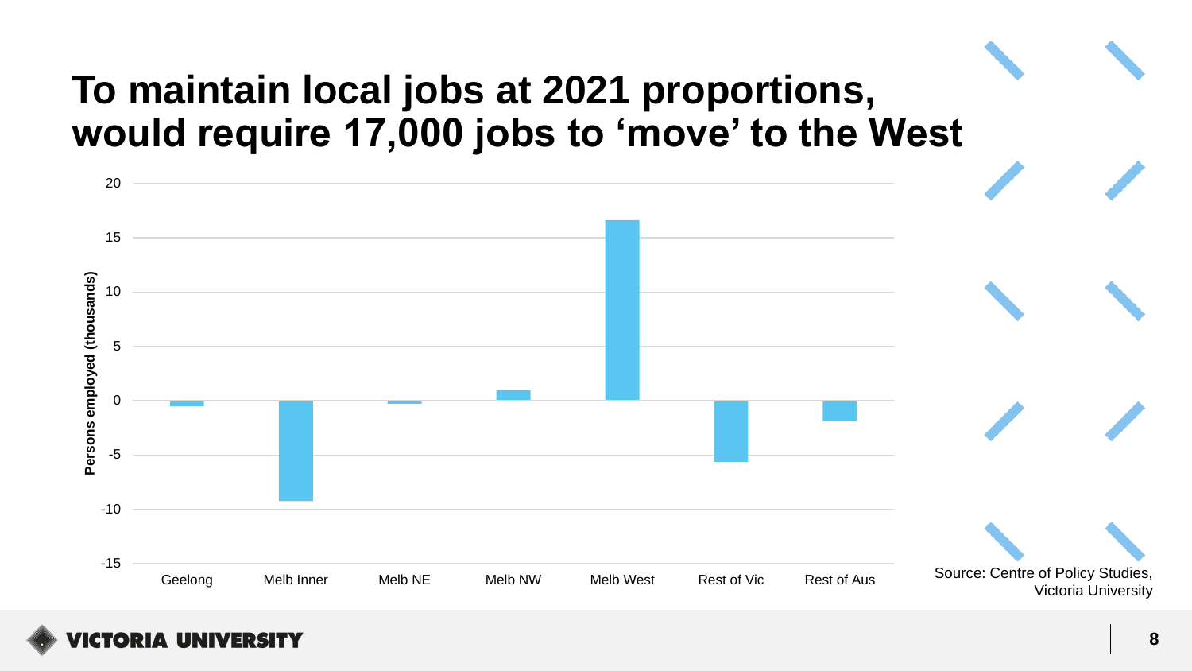# To maintain local jobs at 2021 proportions, would require 17,000 jobs to 'move' to the West

Persons employed (thousands)

20
15
10
5
0
-5
-10
-15

Geelong | Melb Inner | Melb NE | Melb NW | Melb West | Rest of Vic | Rest of Aus

Source: Centre of Policy Studies, Victoria University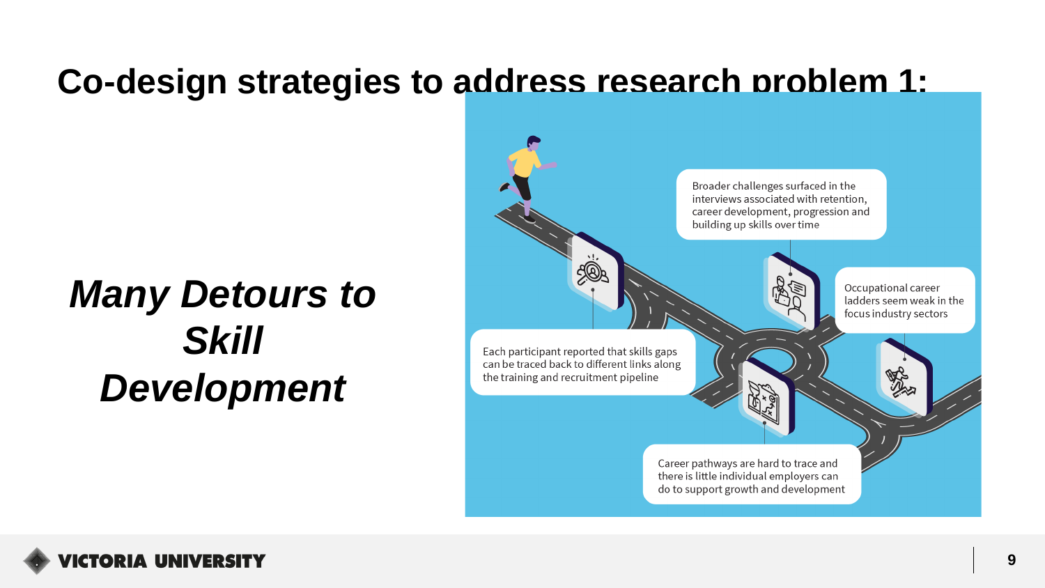# Co-design strategies to address research problem 1:

***Many Detours to Skill Development***

Broader challenges surfaced in the interviews associated with retention, career development, progression and building up skills over time

Occupational career ladders seem weak in the focus industry sectors

Each participant reported that skills gaps can be traced back to different links along the training and recruitment pipeline

Career pathways are hard to trace and there is little individual employers can do to support growth and development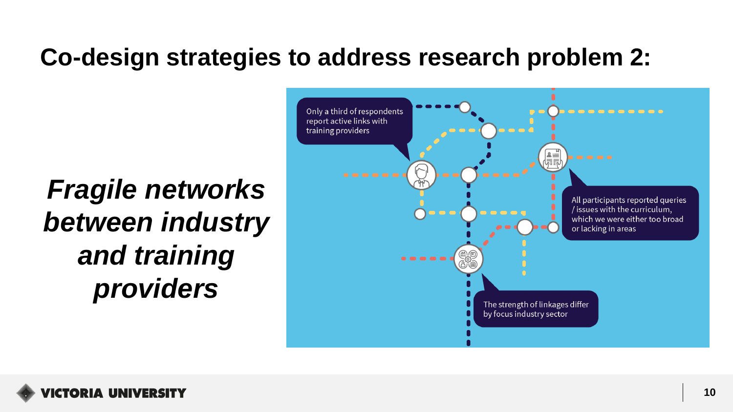# Co-design strategies to address research problem 2:

***Fragile networks between industry and training providers***

Only a third of respondents report active links with training providers

All participants reported queries / issues with the curriculum, which we were either too broad or lacking in areas

The strength of linkages differ by focus industry sector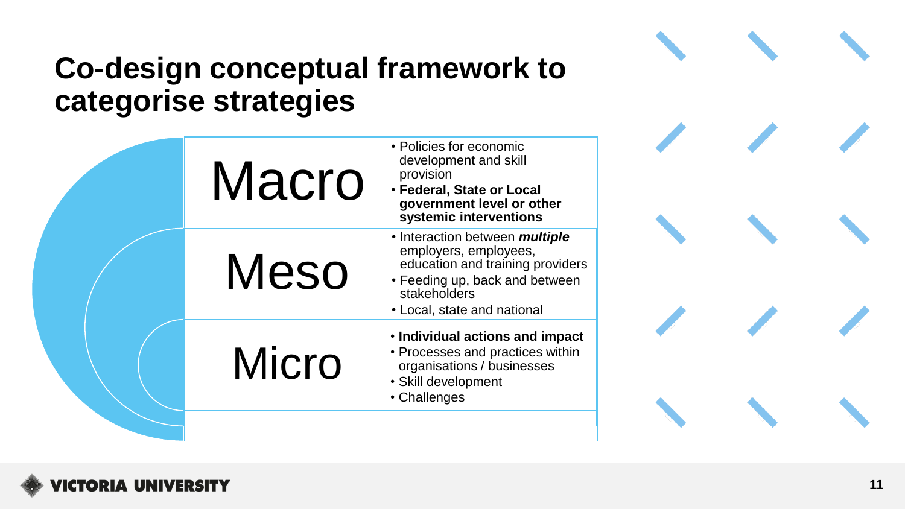# Co-design conceptual framework to categorise strategies

| Level | Description |
| --- | --- |
| Macro | • Policies for economic development and skill provision<br>• **Federal, State or Local government level or other systemic interventions** |
| Meso | • Interaction between ***multiple*** employers, employees, education and training providers<br>• Feeding up, back and between stakeholders<br>• Local, state and national |
| Micro | • **Individual actions and impact**<br>• Processes and practices within organisations / businesses<br>• Skill development<br>• Challenges |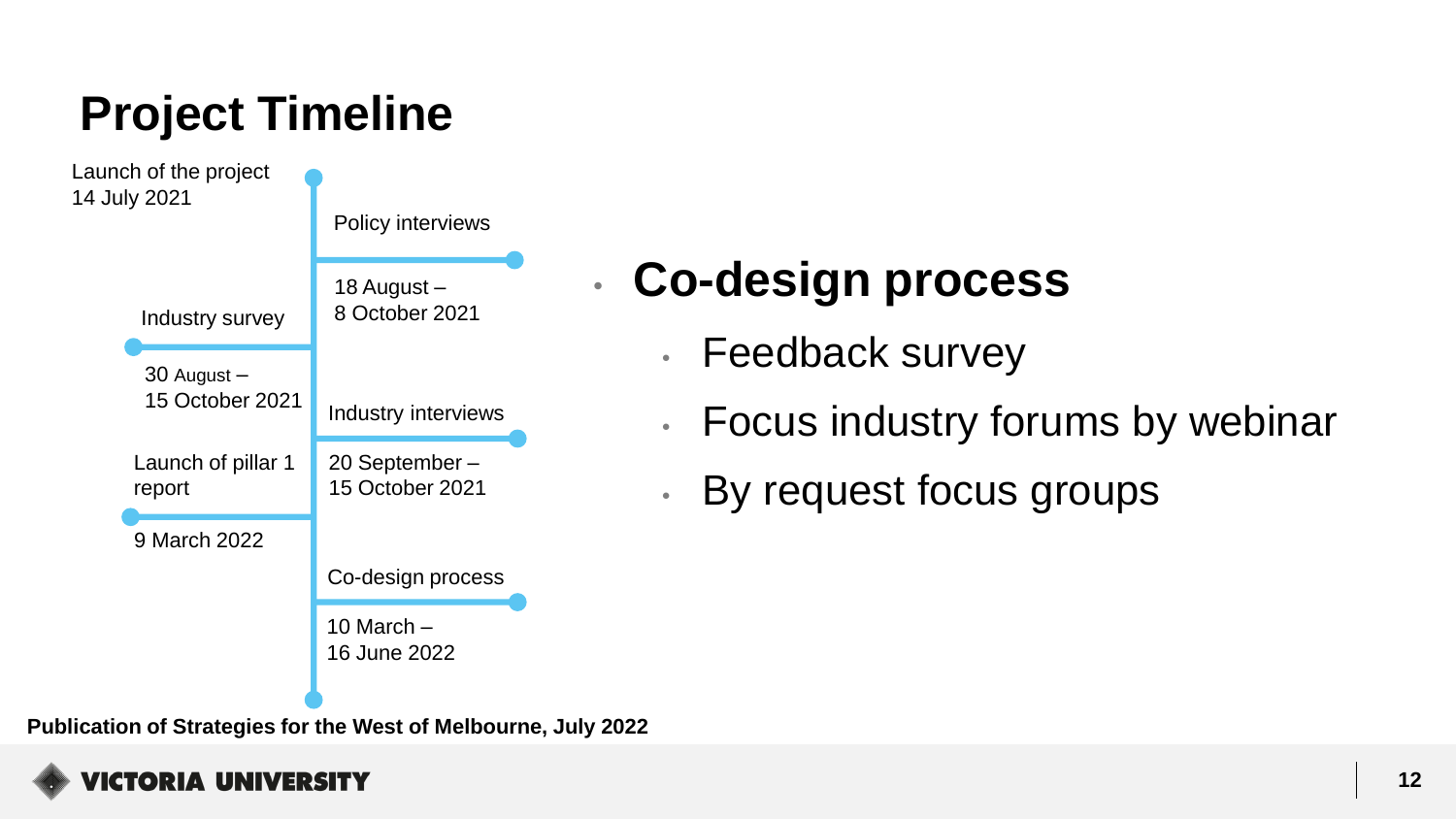# Project Timeline

Launch of the project
14 July 2021

Policy interviews
18 August –
8 October 2021

Industry survey
30 August –
15 October 2021

Industry interviews
20 September –
15 October 2021

Launch of pillar 1 report
9 March 2022

Co-design process
10 March –
16 June 2022

**Publication of Strategies for the West of Melbourne, July 2022**

- **Co-design process**
  - Feedback survey
  - Focus industry forums by webinar
  - By request focus groups